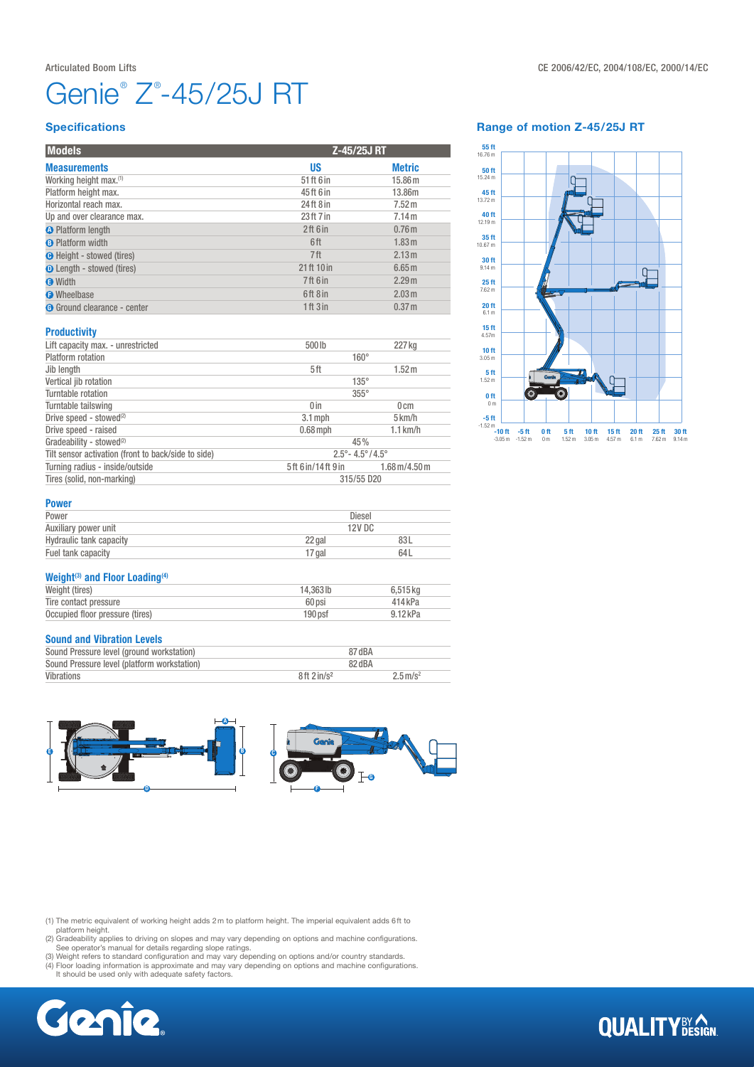Articulated Boom Lifts

CE 2006/42/EC, 2004/108/EC, 2000/14/EC

# Genie® Z®-45/25J RT

## Specifications

| Models | Z-45/25J RT | |
|---|---|---|
| **Measurements** | **US** | **Metric** |
| Working height max.(1) | 51 ft 6 in | 15.86 m |
| Platform height max. | 45 ft 6 in | 13.86m |
| Horizontal reach max. | 24 ft 8 in | 7.52 m |
| Up and over clearance max. | 23 ft 7 in | 7.14 m |
| A Platform length | 2 ft 6 in | 0.76 m |
| B Platform width | 6 ft | 1.83 m |
| C Height - stowed (tires) | 7 ft | 2.13 m |
| D Length - stowed (tires) | 21 ft 10 in | 6.65 m |
| E Width | 7 ft 6 in | 2.29 m |
| F Wheelbase | 6 ft 8 in | 2.03 m |
| G Ground clearance - center | 1 ft 3 in | 0.37 m |

### Productivity

| | | |
|---|---|---|
| Lift capacity max. - unrestricted | 500 lb | 227 kg |
| Platform rotation | 160° | |
| Jib length | 5 ft | 1.52 m |
| Vertical jib rotation | 135° | |
| Turntable rotation | 355° | |
| Turntable tailswing | 0 in | 0 cm |
| Drive speed - stowed(2) | 3.1 mph | 5 km/h |
| Drive speed - raised | 0.68 mph | 1.1 km/h |
| Gradeability - stowed(2) | 45% | |
| Tilt sensor activation (front to back/side to side) | 2.5°- 4.5° / 4.5° | |
| Turning radius - inside/outside | 5 ft 6 in/14 ft 9 in | 1.68 m/4.50 m |
| Tires (solid, non-marking) | 315/55 D20 | |

### Power

| | | |
|---|---|---|
| Power | Diesel | |
| Auxiliary power unit | 12V DC | |
| Hydraulic tank capacity | 22 gal | 83 L |
| Fuel tank capacity | 17 gal | 64 L |

### Weight(3) and Floor Loading(4)

| | | |
|---|---|---|
| Weight (tires) | 14,363 lb | 6,515 kg |
| Tire contact pressure | 60 psi | 414 kPa |
| Occupied floor pressure (tires) | 190 psf | 9.12 kPa |

### Sound and Vibration Levels

| | | |
|---|---|---|
| Sound Pressure level (ground workstation) | 87 dBA | |
| Sound Pressure level (platform workstation) | 82 dBA | |
| Vibrations | 8 ft 2 in/s² | 2.5 m/s² |

## Range of motion Z-45/25J RT

(1) The metric equivalent of working height adds 2 m to platform height. The imperial equivalent adds 6 ft to platform height.
(2) Gradeability applies to driving on slopes and may vary depending on options and machine configurations. See operator's manual for details regarding slope ratings.
(3) Weight refers to standard configuration and may vary depending on options and/or country standards.
(4) Floor loading information is approximate and may vary depending on options and machine configurations. It should be used only with adequate safety factors.

Genie

QUALITY BY DESIGN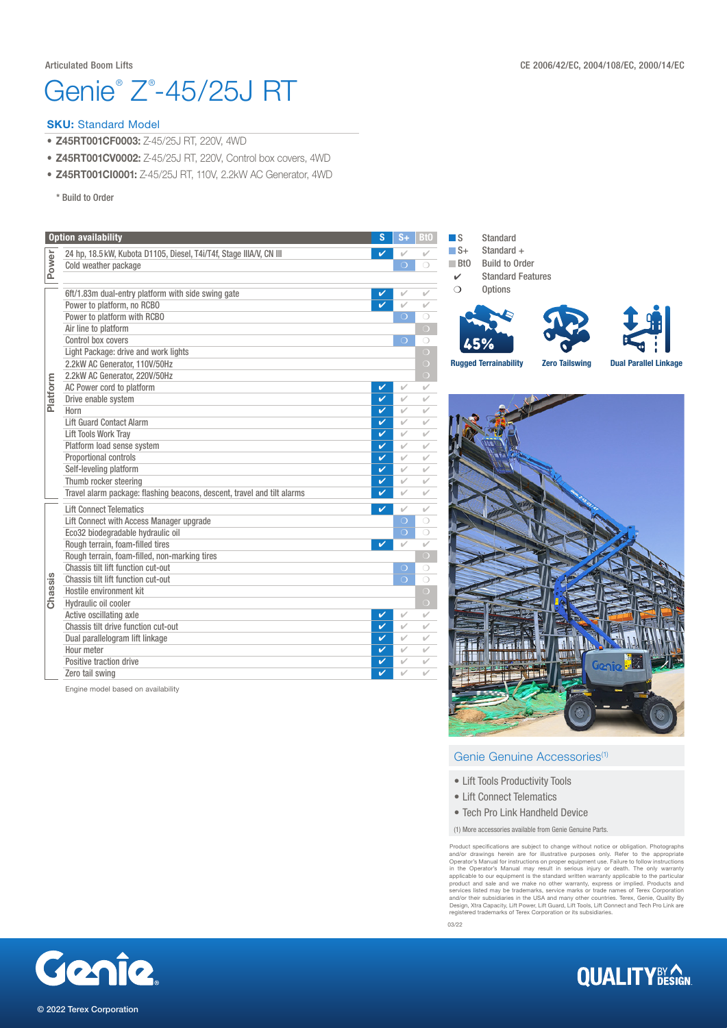Articulated Boom Lifts

CE 2006/42/EC, 2004/108/EC, 2000/14/EC

# Genie® Z®-45/25J RT

## SKU: Standard Model

- **Z45RT001CF0003:** Z-45/25J RT, 220V, 4WD
- **Z45RT001CV0002:** Z-45/25J RT, 220V, Control box covers, 4WD
- **Z45RT001CI0001:** Z-45/25J RT, 110V, 2.2kW AC Generator, 4WD

\* Build to Order

| | Option availability | S | S+ | BtO |
|---|---|---|---|---|
| Power | 24 hp, 18.5 kW, Kubota D1105, Diesel, T4i/T4f, Stage IIIA/V, CN III | ✔ | ✔ | ✔ |
| | Cold weather package | | ❍ | ❍ |
| Platform | 6ft/1.83m dual-entry platform with side swing gate | ✔ | ✔ | ✔ |
| | Power to platform, no RCBO | ✔ | ✔ | ✔ |
| | Power to platform with RCBO | | ❍ | ❍ |
| | Air line to platform | | | ❍ |
| | Control box covers | | ❍ | ❍ |
| | Light Package: drive and work lights | | | ❍ |
| | 2.2kW AC Generator, 110V/50Hz | | | ❍ |
| | 2.2kW AC Generator, 220V/50Hz | | | ❍ |
| | AC Power cord to platform | ✔ | ✔ | ✔ |
| | Drive enable system | ✔ | ✔ | ✔ |
| | Horn | ✔ | ✔ | ✔ |
| | Lift Guard Contact Alarm | ✔ | ✔ | ✔ |
| | Lift Tools Work Tray | ✔ | ✔ | ✔ |
| | Platform load sense system | ✔ | ✔ | ✔ |
| | Proportional controls | ✔ | ✔ | ✔ |
| | Self-leveling platform | ✔ | ✔ | ✔ |
| | Thumb rocker steering | ✔ | ✔ | ✔ |
| | Travel alarm package: flashing beacons, descent, travel and tilt alarms | ✔ | ✔ | ✔ |
| Chassis | Lift Connect Telematics | ✔ | ✔ | ✔ |
| | Lift Connect with Access Manager upgrade | | ❍ | ❍ |
| | Eco32 biodegradable hydraulic oil | | ❍ | ❍ |
| | Rough terrain, foam-filled tires | ✔ | ✔ | ✔ |
| | Rough terrain, foam-filled, non-marking tires | | | ❍ |
| | Chassis tilt lift function cut-out | | ❍ | ❍ |
| | Chassis tilt lift function cut-out | | ❍ | ❍ |
| | Hostile environment kit | | | ❍ |
| | Hydraulic oil cooler | | | ❍ |
| | Active oscillating axle | ✔ | ✔ | ✔ |
| | Chassis tilt drive function cut-out | ✔ | ✔ | ✔ |
| | Dual parallelogram lift linkage | ✔ | ✔ | ✔ |
| | Hour meter | ✔ | ✔ | ✔ |
| | Positive traction drive | ✔ | ✔ | ✔ |
| | Zero tail swing | ✔ | ✔ | ✔ |

Engine model based on availability

- S — Standard
- S+ — Standard +
- BtO — Build to Order
- ✔ — Standard Features
- ❍ — Options

45%

Rugged Terrainability

Zero Tailswing

Dual Parallel Linkage

## Genie Genuine Accessories[1]

- Lift Tools Productivity Tools
- Lift Connect Telematics
- Tech Pro Link Handheld Device

(1) More accessories available from Genie Genuine Parts.

Product specifications are subject to change without notice or obligation. Photographs and/or drawings herein are for illustrative purposes only. Refer to the appropriate Operator's Manual for instructions on proper equipment use. Failure to follow instructions in the Operator's Manual may result in serious injury or death. The only warranty applicable to our equipment is the standard written warranty applicable to the particular product and sale and we make no other warranty, express or implied. Products and services listed may be trademarks, service marks or trade names of Terex Corporation and/or their subsidiaries in the USA and many other countries. Terex, Genie, Quality By Design, Xtra Capacity, Lift Power, Lift Guard, Lift Tools, Lift Connect and Tech Pro Link are registered trademarks of Terex Corporation or its subsidiaries.

03/22

Genie

QUALITY BY DESIGN

© 2022 Terex Corporation